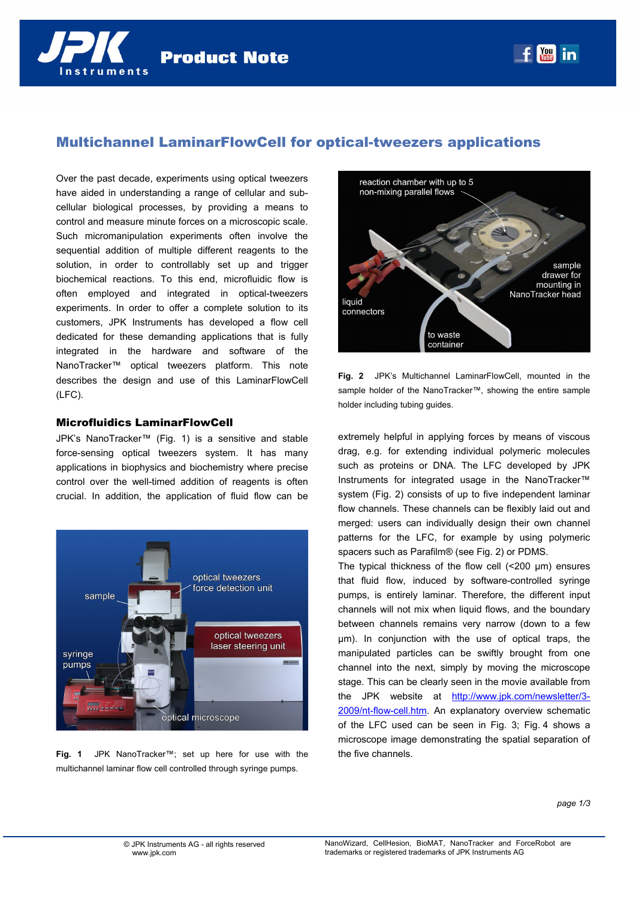# Multichannel LaminarFlowCell for optical-tweezers applications

Over the past decade, experiments using optical tweezers have aided in understanding a range of cellular and sub-cellular biological processes, by providing a means to control and measure minute forces on a microscopic scale. Such micromanipulation experiments often involve the sequential addition of multiple different reagents to the solution, in order to controllably set up and trigger biochemical reactions. To this end, microfluidic flow is often employed and integrated in optical-tweezers experiments. In order to offer a complete solution to its customers, JPK Instruments has developed a flow cell dedicated for these demanding applications that is fully integrated in the hardware and software of the NanoTracker™ optical tweezers platform. This note describes the design and use of this LaminarFlowCell (LFC).

## Microfluidics LaminarFlowCell

JPK's NanoTracker™ (Fig. 1) is a sensitive and stable force-sensing optical tweezers system. It has many applications in biophysics and biochemistry where precise control over the well-timed addition of reagents is often crucial. In addition, the application of fluid flow can be extremely helpful in applying forces by means of viscous drag, e.g. for extending individual polymeric molecules such as proteins or DNA. The LFC developed by JPK Instruments for integrated usage in the NanoTracker™ system (Fig. 2) consists of up to five independent laminar flow channels. These channels can be flexibly laid out and merged: users can individually design their own channel patterns for the LFC, for example by using polymeric spacers such as Parafilm® (see Fig. 2) or PDMS.

**Fig. 1** JPK NanoTracker™; set up here for use with the multichannel laminar flow cell controlled through syringe pumps.

**Fig. 2** JPK's Multichannel LaminarFlowCell, mounted in the sample holder of the NanoTracker™, showing the entire sample holder including tubing guides.

The typical thickness of the flow cell (<200 µm) ensures that fluid flow, induced by software-controlled syringe pumps, is entirely laminar. Therefore, the different input channels will not mix when liquid flows, and the boundary between channels remains very narrow (down to a few µm). In conjunction with the use of optical traps, the manipulated particles can be swiftly brought from one channel into the next, simply by moving the microscope stage. This can be clearly seen in the movie available from the JPK website at http://www.jpk.com/newsletter/3-2009/nt-flow-cell.htm. An explanatory overview schematic of the LFC used can be seen in Fig. 3; Fig. 4 shows a microscope image demonstrating the spatial separation of the five channels.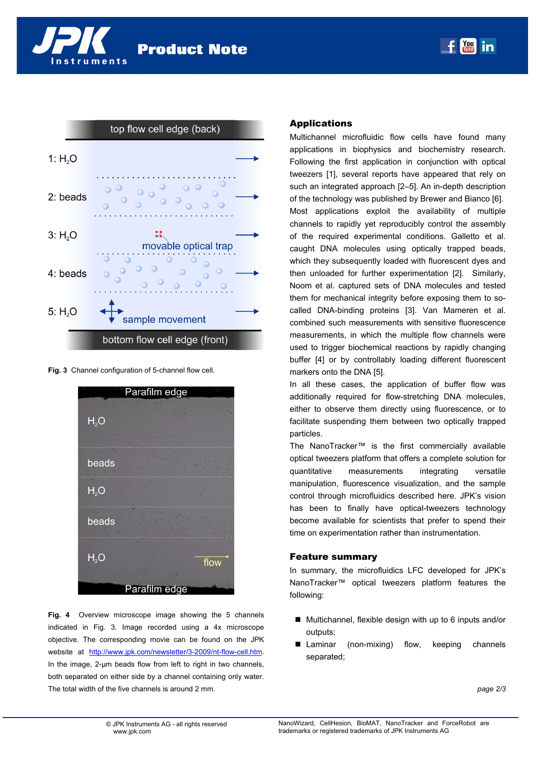**Fig. 3** Channel configuration of 5-channel flow cell.

**Fig. 4** Overview microscope image showing the 5 channels indicated in Fig. 3. Image recorded using a 4x microscope objective. The corresponding movie can be found on the JPK website at http://www.jpk.com/newsletter/3-2009/nt-flow-cell.htm. In the image, 2-µm beads flow from left to right in two channels, both separated on either side by a channel containing only water. The total width of the five channels is around 2 mm.

## Applications

Multichannel microfluidic flow cells have found many applications in biophysics and biochemistry research. Following the first application in conjunction with optical tweezers [1], several reports have appeared that rely on such an integrated approach [2–5]. An in-depth description of the technology was published by Brewer and Bianco [6]. Most applications exploit the availability of multiple channels to rapidly yet reproducibly control the assembly of the required experimental conditions. Galletto et al. caught DNA molecules using optically trapped beads, which they subsequently loaded with fluorescent dyes and then unloaded for further experimentation [2]. Similarly, Noom et al. captured sets of DNA molecules and tested them for mechanical integrity before exposing them to so-called DNA-binding proteins [3]. Van Mameren et al. combined such measurements with sensitive fluorescence measurements, in which the multiple flow channels were used to trigger biochemical reactions by rapidly changing buffer [4] or by controllably loading different fluorescent markers onto the DNA [5].

In all these cases, the application of buffer flow was additionally required for flow-stretching DNA molecules, either to observe them directly using fluorescence, or to facilitate suspending them between two optically trapped particles.

The NanoTracker™ is the first commercially available optical tweezers platform that offers a complete solution for quantitative measurements integrating versatile manipulation, fluorescence visualization, and the sample control through microfluidics described here. JPK's vision has been to finally have optical-tweezers technology become available for scientists that prefer to spend their time on experimentation rather than instrumentation.

## Feature summary

In summary, the microfluidics LFC developed for JPK's NanoTracker™ optical tweezers platform features the following:

- Multichannel, flexible design with up to 6 inputs and/or outputs;
- Laminar (non-mixing) flow, keeping channels separated;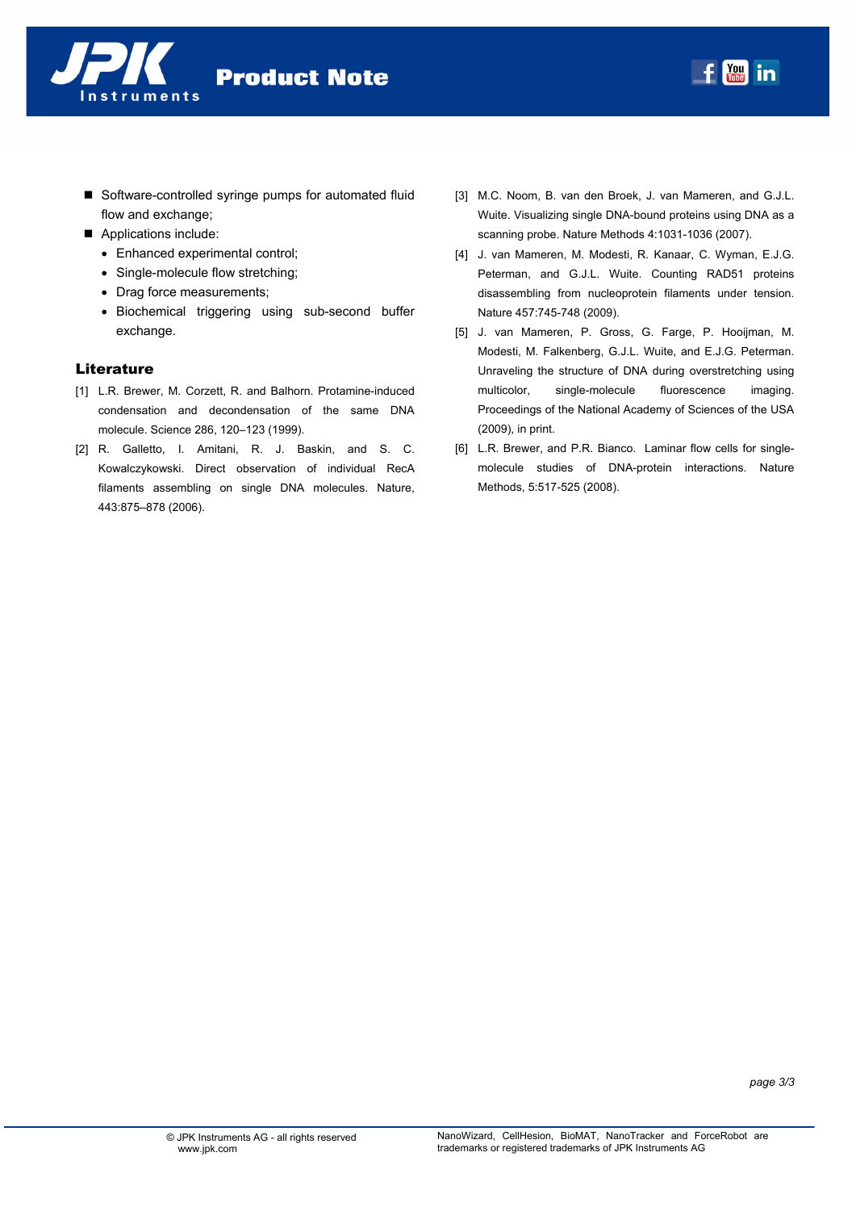- Software-controlled syringe pumps for automated fluid flow and exchange;
- Applications include:
  - Enhanced experimental control;
  - Single-molecule flow stretching;
  - Drag force measurements;
  - Biochemical triggering using sub-second buffer exchange.

## Literature

[1] L.R. Brewer, M. Corzett, R. and Balhorn. Protamine-induced condensation and decondensation of the same DNA molecule. Science 286, 120–123 (1999).

[2] R. Galletto, I. Amitani, R. J. Baskin, and S. C. Kowalczykowski. Direct observation of individual RecA filaments assembling on single DNA molecules. Nature, 443:875–878 (2006).

[3] M.C. Noom, B. van den Broek, J. van Mameren, and G.J.L. Wuite. Visualizing single DNA-bound proteins using DNA as a scanning probe. Nature Methods 4:1031-1036 (2007).

[4] J. van Mameren, M. Modesti, R. Kanaar, C. Wyman, E.J.G. Peterman, and G.J.L. Wuite. Counting RAD51 proteins disassembling from nucleoprotein filaments under tension. Nature 457:745-748 (2009).

[5] J. van Mameren, P. Gross, G. Farge, P. Hooijman, M. Modesti, M. Falkenberg, G.J.L. Wuite, and E.J.G. Peterman. Unraveling the structure of DNA during overstretching using multicolor, single-molecule fluorescence imaging. Proceedings of the National Academy of Sciences of the USA (2009), in print.

[6] L.R. Brewer, and P.R. Bianco. Laminar flow cells for single-molecule studies of DNA-protein interactions. Nature Methods, 5:517-525 (2008).